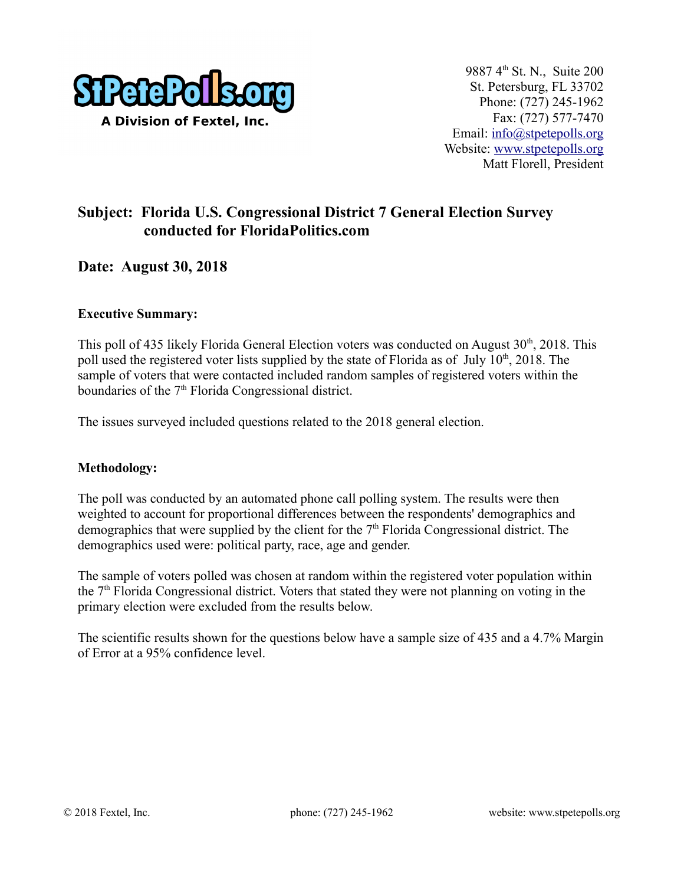StPetePolls.org
A Division of Fextel, Inc.

9887 4th St. N., Suite 200
St. Petersburg, FL 33702
Phone: (727) 245-1962
Fax: (727) 577-7470
Email: info@stpetepolls.org
Website: www.stpetepolls.org
Matt Florell, President

## Subject: Florida U.S. Congressional District 7 General Election Survey conducted for FloridaPolitics.com

## Date: August 30, 2018

**Executive Summary:**

This poll of 435 likely Florida General Election voters was conducted on August 30th, 2018. This poll used the registered voter lists supplied by the state of Florida as of July 10th, 2018. The sample of voters that were contacted included random samples of registered voters within the boundaries of the 7th Florida Congressional district.

The issues surveyed included questions related to the 2018 general election.

**Methodology:**

The poll was conducted by an automated phone call polling system. The results were then weighted to account for proportional differences between the respondents' demographics and demographics that were supplied by the client for the 7th Florida Congressional district. The demographics used were: political party, race, age and gender.

The sample of voters polled was chosen at random within the registered voter population within the 7th Florida Congressional district. Voters that stated they were not planning on voting in the primary election were excluded from the results below.

The scientific results shown for the questions below have a sample size of 435 and a 4.7% Margin of Error at a 95% confidence level.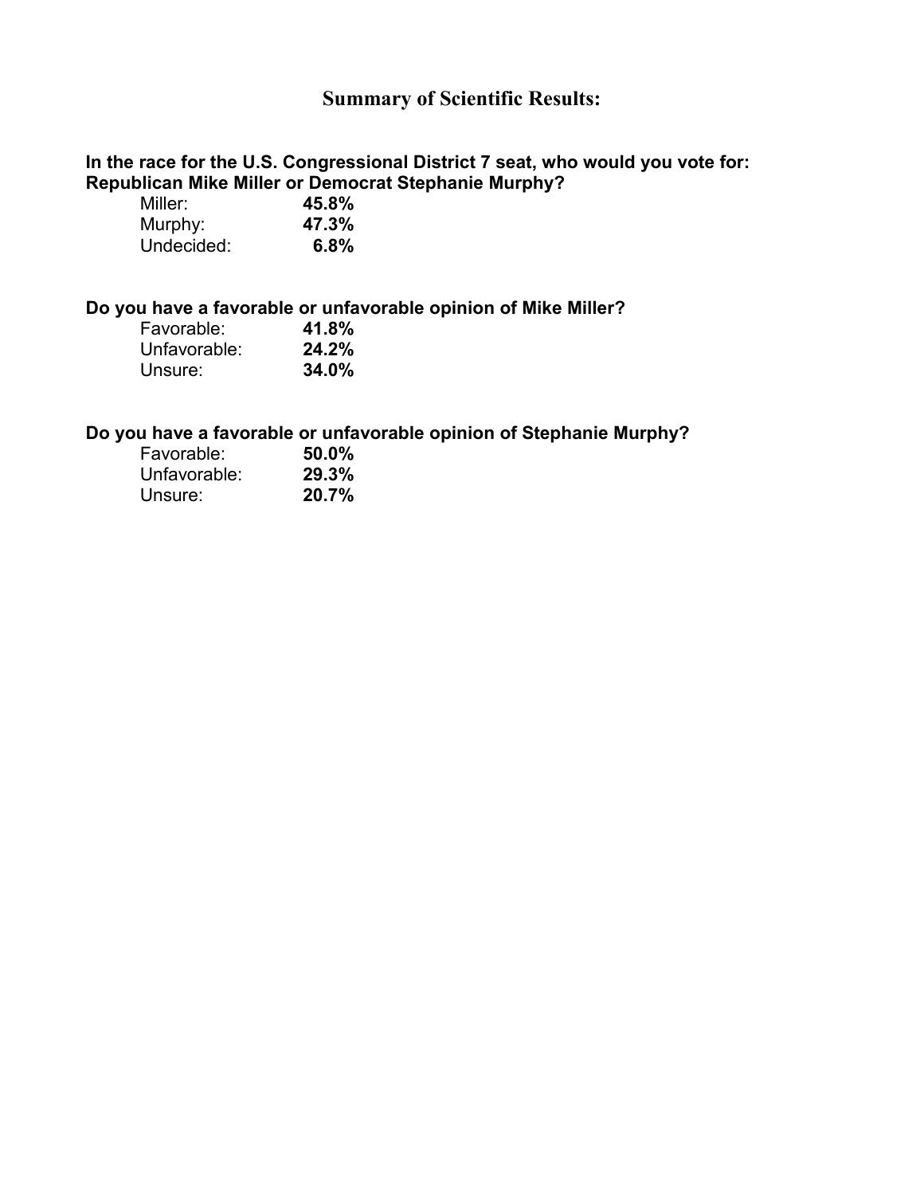## Summary of Scientific Results:

**In the race for the U.S. Congressional District 7 seat, who would you vote for: Republican Mike Miller or Democrat Stephanie Murphy?**

| | |
|---|---|
| Miller: | **45.8%** |
| Murphy: | **47.3%** |
| Undecided: | **6.8%** |

**Do you have a favorable or unfavorable opinion of Mike Miller?**

| | |
|---|---|
| Favorable: | **41.8%** |
| Unfavorable: | **24.2%** |
| Unsure: | **34.0%** |

**Do you have a favorable or unfavorable opinion of Stephanie Murphy?**

| | |
|---|---|
| Favorable: | **50.0%** |
| Unfavorable: | **29.3%** |
| Unsure: | **20.7%** |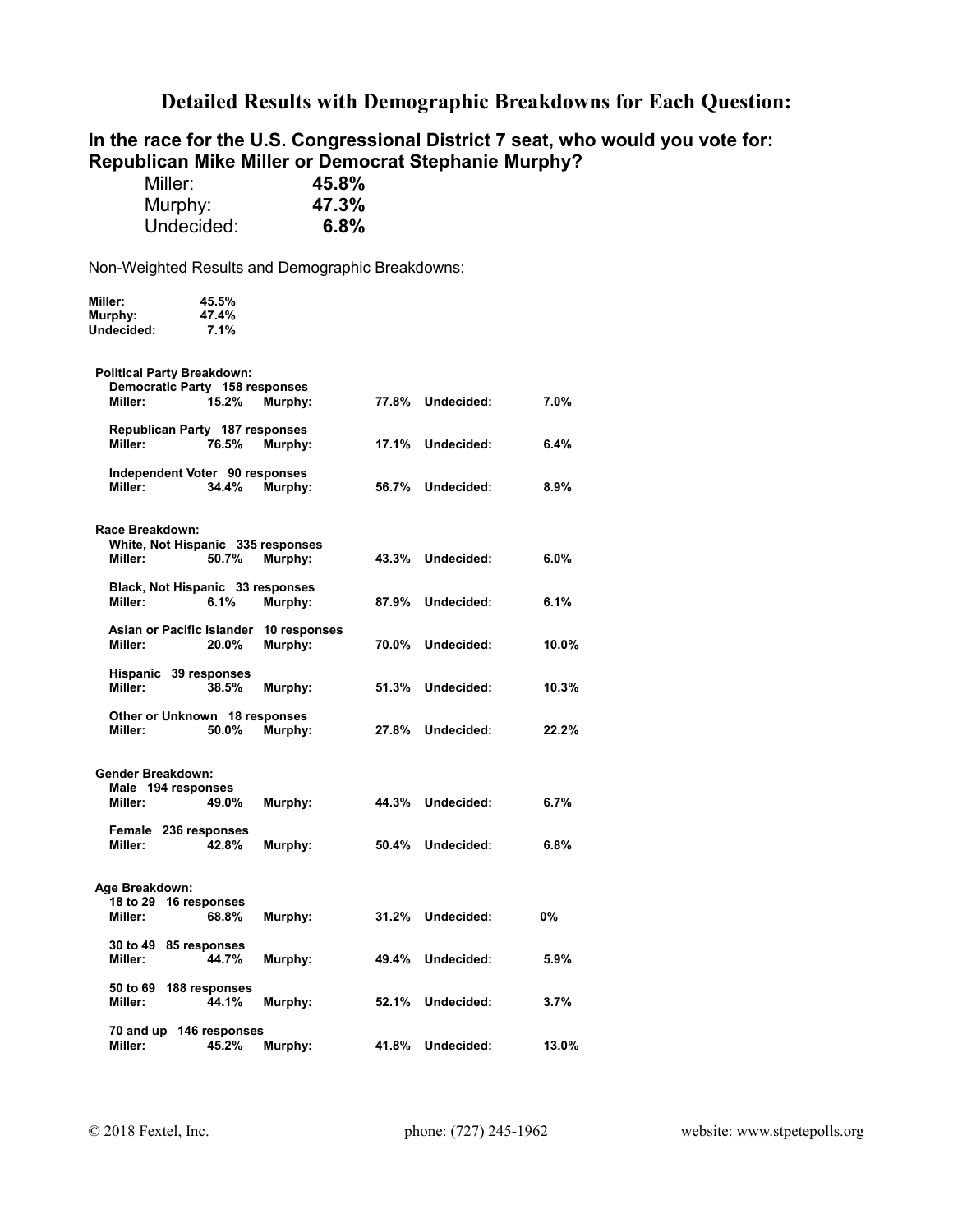# Detailed Results with Demographic Breakdowns for Each Question:

## In the race for the U.S. Congressional District 7 seat, who would you vote for: Republican Mike Miller or Democrat Stephanie Murphy?

| | |
|---|---|
| Miller: | **45.8%** |
| Murphy: | **47.3%** |
| Undecided: | **6.8%** |

Non-Weighted Results and Demographic Breakdowns:

| | |
|---|---|
| **Miller:** | **45.5%** |
| **Murphy:** | **47.4%** |
| **Undecided:** | **7.1%** |

**Political Party Breakdown:**

**Democratic Party 158 responses**

| Miller: | 15.2% | Murphy: | 77.8% | Undecided: | 7.0% |
|---|---|---|---|---|---|

**Republican Party 187 responses**

| Miller: | 76.5% | Murphy: | 17.1% | Undecided: | 6.4% |
|---|---|---|---|---|---|

**Independent Voter 90 responses**

| Miller: | 34.4% | Murphy: | 56.7% | Undecided: | 8.9% |
|---|---|---|---|---|---|

**Race Breakdown:**

**White, Not Hispanic 335 responses**

| Miller: | 50.7% | Murphy: | 43.3% | Undecided: | 6.0% |
|---|---|---|---|---|---|

**Black, Not Hispanic 33 responses**

| Miller: | 6.1% | Murphy: | 87.9% | Undecided: | 6.1% |
|---|---|---|---|---|---|

**Asian or Pacific Islander 10 responses**

| Miller: | 20.0% | Murphy: | 70.0% | Undecided: | 10.0% |
|---|---|---|---|---|---|

**Hispanic 39 responses**

| Miller: | 38.5% | Murphy: | 51.3% | Undecided: | 10.3% |
|---|---|---|---|---|---|

**Other or Unknown 18 responses**

| Miller: | 50.0% | Murphy: | 27.8% | Undecided: | 22.2% |
|---|---|---|---|---|---|

**Gender Breakdown:**

**Male 194 responses**

| Miller: | 49.0% | Murphy: | 44.3% | Undecided: | 6.7% |
|---|---|---|---|---|---|

**Female 236 responses**

| Miller: | 42.8% | Murphy: | 50.4% | Undecided: | 6.8% |
|---|---|---|---|---|---|

**Age Breakdown:**

**18 to 29 16 responses**

| Miller: | 68.8% | Murphy: | 31.2% | Undecided: | 0% |
|---|---|---|---|---|---|

**30 to 49 85 responses**

| Miller: | 44.7% | Murphy: | 49.4% | Undecided: | 5.9% |
|---|---|---|---|---|---|

**50 to 69 188 responses**

| Miller: | 44.1% | Murphy: | 52.1% | Undecided: | 3.7% |
|---|---|---|---|---|---|

**70 and up 146 responses**

| Miller: | 45.2% | Murphy: | 41.8% | Undecided: | 13.0% |
|---|---|---|---|---|---|

© 2018 Fextel, Inc. phone: (727) 245-1962 website: www.stpetepolls.org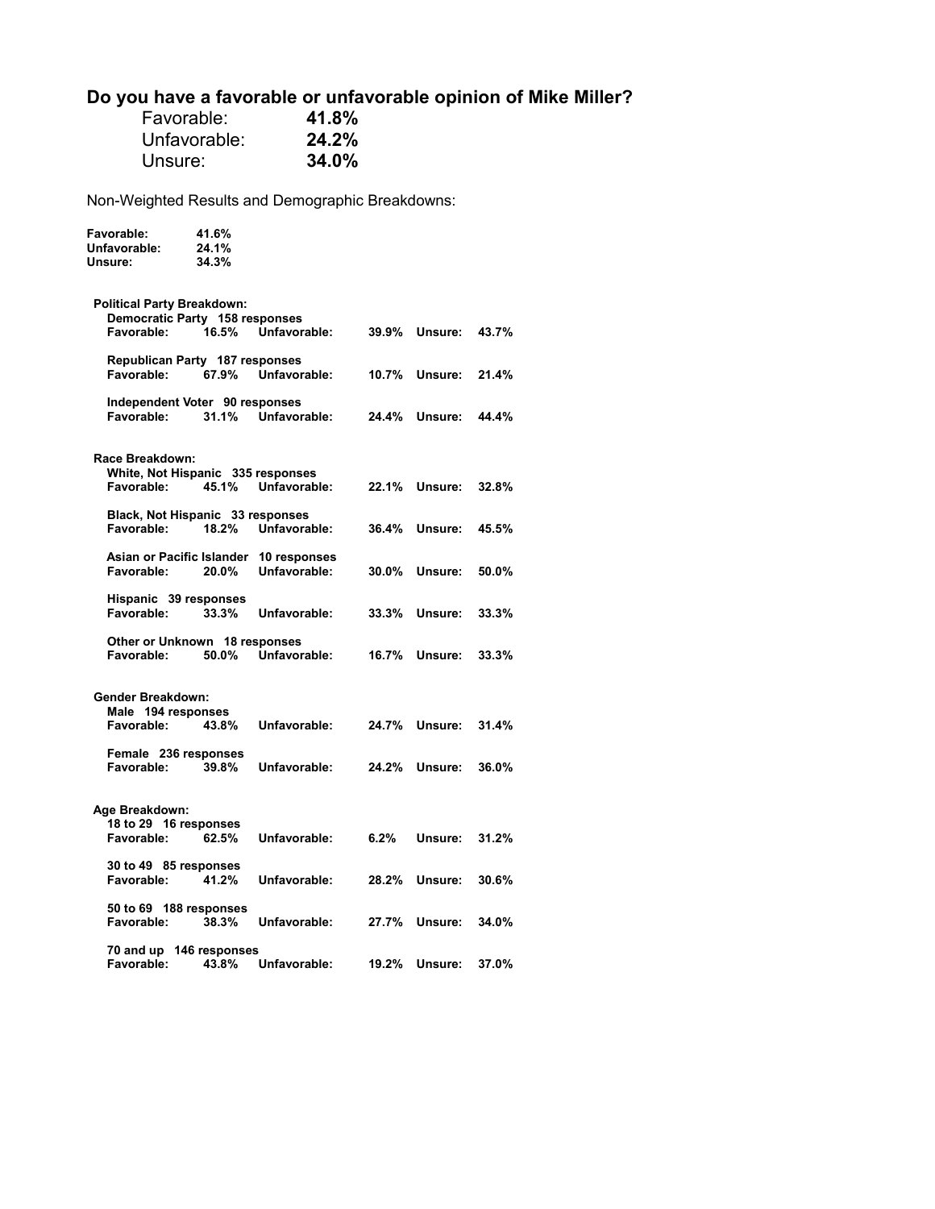## Do you have a favorable or unfavorable opinion of Mike Miller?

| | |
|---|---|
| Favorable: | **41.8%** |
| Unfavorable: | **24.2%** |
| Unsure: | **34.0%** |

Non-Weighted Results and Demographic Breakdowns:

**Favorable:** **41.6%**
**Unfavorable:** **24.1%**
**Unsure:** **34.3%**

**Political Party Breakdown:**

**Democratic Party 158 responses**
**Favorable: 16.5% Unfavorable: 39.9% Unsure: 43.7%**

**Republican Party 187 responses**
**Favorable: 67.9% Unfavorable: 10.7% Unsure: 21.4%**

**Independent Voter 90 responses**
**Favorable: 31.1% Unfavorable: 24.4% Unsure: 44.4%**

**Race Breakdown:**

**White, Not Hispanic 335 responses**
**Favorable: 45.1% Unfavorable: 22.1% Unsure: 32.8%**

**Black, Not Hispanic 33 responses**
**Favorable: 18.2% Unfavorable: 36.4% Unsure: 45.5%**

**Asian or Pacific Islander 10 responses**
**Favorable: 20.0% Unfavorable: 30.0% Unsure: 50.0%**

**Hispanic 39 responses**
**Favorable: 33.3% Unfavorable: 33.3% Unsure: 33.3%**

**Other or Unknown 18 responses**
**Favorable: 50.0% Unfavorable: 16.7% Unsure: 33.3%**

**Gender Breakdown:**

**Male 194 responses**
**Favorable: 43.8% Unfavorable: 24.7% Unsure: 31.4%**

**Female 236 responses**
**Favorable: 39.8% Unfavorable: 24.2% Unsure: 36.0%**

**Age Breakdown:**

**18 to 29 16 responses**
**Favorable: 62.5% Unfavorable: 6.2% Unsure: 31.2%**

**30 to 49 85 responses**
**Favorable: 41.2% Unfavorable: 28.2% Unsure: 30.6%**

**50 to 69 188 responses**
**Favorable: 38.3% Unfavorable: 27.7% Unsure: 34.0%**

**70 and up 146 responses**
**Favorable: 43.8% Unfavorable: 19.2% Unsure: 37.0%**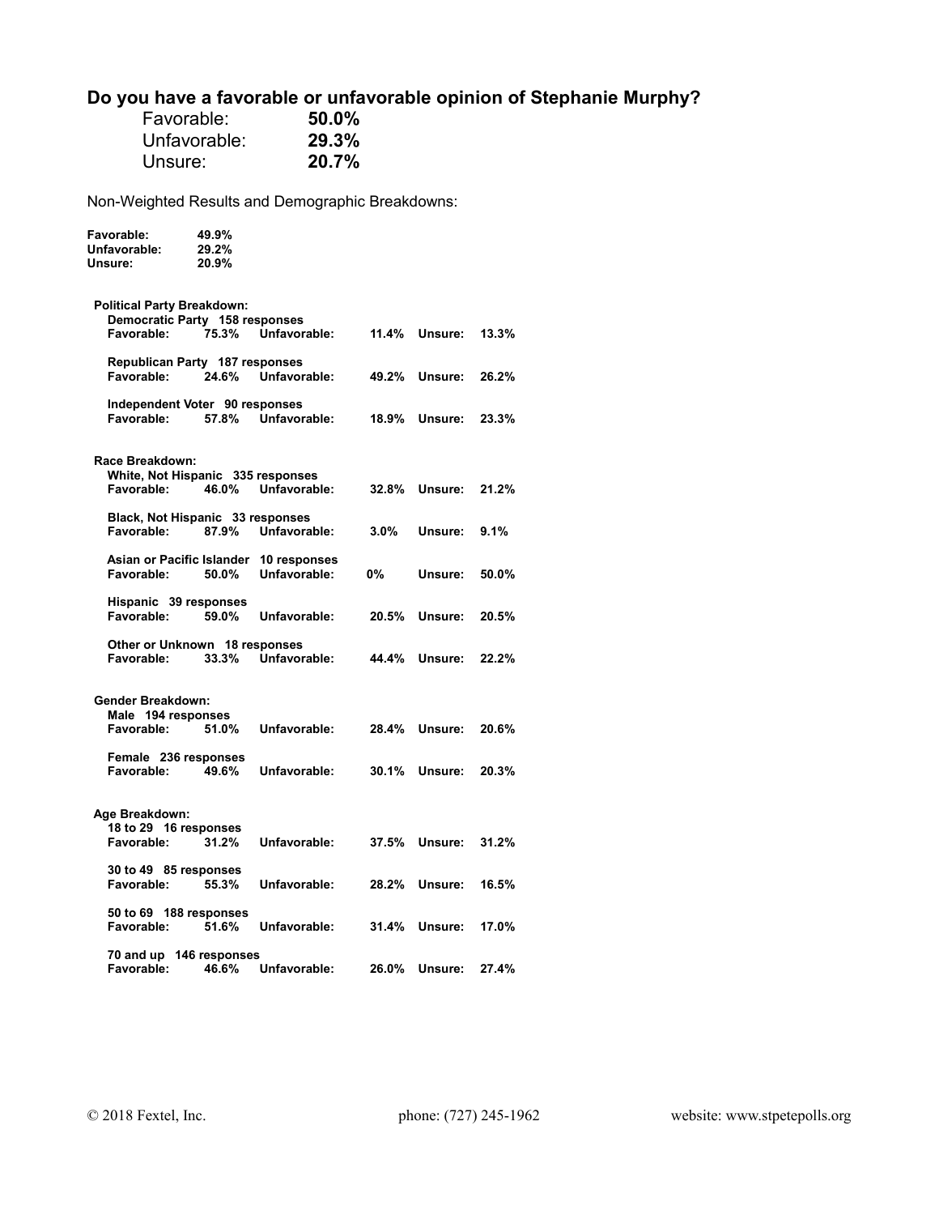## Do you have a favorable or unfavorable opinion of Stephanie Murphy?

| | |
|---|---|
| Favorable: | **50.0%** |
| Unfavorable: | **29.3%** |
| Unsure: | **20.7%** |

Non-Weighted Results and Demographic Breakdowns:

| | |
|---|---|
| **Favorable:** | **49.9%** |
| **Unfavorable:** | **29.2%** |
| **Unsure:** | **20.9%** |

**Political Party Breakdown:**

**Democratic Party 158 responses**

| | | | | | |
|---|---|---|---|---|---|
| **Favorable:** | **75.3%** | **Unfavorable:** | **11.4%** | **Unsure:** | **13.3%** |

**Republican Party 187 responses**

| | | | | | |
|---|---|---|---|---|---|
| **Favorable:** | **24.6%** | **Unfavorable:** | **49.2%** | **Unsure:** | **26.2%** |

**Independent Voter 90 responses**

| | | | | | |
|---|---|---|---|---|---|
| **Favorable:** | **57.8%** | **Unfavorable:** | **18.9%** | **Unsure:** | **23.3%** |

**Race Breakdown:**

**White, Not Hispanic 335 responses**

| | | | | | |
|---|---|---|---|---|---|
| **Favorable:** | **46.0%** | **Unfavorable:** | **32.8%** | **Unsure:** | **21.2%** |

**Black, Not Hispanic 33 responses**

| | | | | | |
|---|---|---|---|---|---|
| **Favorable:** | **87.9%** | **Unfavorable:** | **3.0%** | **Unsure:** | **9.1%** |

**Asian or Pacific Islander 10 responses**

| | | | | | |
|---|---|---|---|---|---|
| **Favorable:** | **50.0%** | **Unfavorable:** | **0%** | **Unsure:** | **50.0%** |

**Hispanic 39 responses**

| | | | | | |
|---|---|---|---|---|---|
| **Favorable:** | **59.0%** | **Unfavorable:** | **20.5%** | **Unsure:** | **20.5%** |

**Other or Unknown 18 responses**

| | | | | | |
|---|---|---|---|---|---|
| **Favorable:** | **33.3%** | **Unfavorable:** | **44.4%** | **Unsure:** | **22.2%** |

**Gender Breakdown:**

**Male 194 responses**

| | | | | | |
|---|---|---|---|---|---|
| **Favorable:** | **51.0%** | **Unfavorable:** | **28.4%** | **Unsure:** | **20.6%** |

**Female 236 responses**

| | | | | | |
|---|---|---|---|---|---|
| **Favorable:** | **49.6%** | **Unfavorable:** | **30.1%** | **Unsure:** | **20.3%** |

**Age Breakdown:**

**18 to 29 16 responses**

| | | | | | |
|---|---|---|---|---|---|
| **Favorable:** | **31.2%** | **Unfavorable:** | **37.5%** | **Unsure:** | **31.2%** |

**30 to 49 85 responses**

| | | | | | |
|---|---|---|---|---|---|
| **Favorable:** | **55.3%** | **Unfavorable:** | **28.2%** | **Unsure:** | **16.5%** |

**50 to 69 188 responses**

| | | | | | |
|---|---|---|---|---|---|
| **Favorable:** | **51.6%** | **Unfavorable:** | **31.4%** | **Unsure:** | **17.0%** |

**70 and up 146 responses**

| | | | | | |
|---|---|---|---|---|---|
| **Favorable:** | **46.6%** | **Unfavorable:** | **26.0%** | **Unsure:** | **27.4%** |